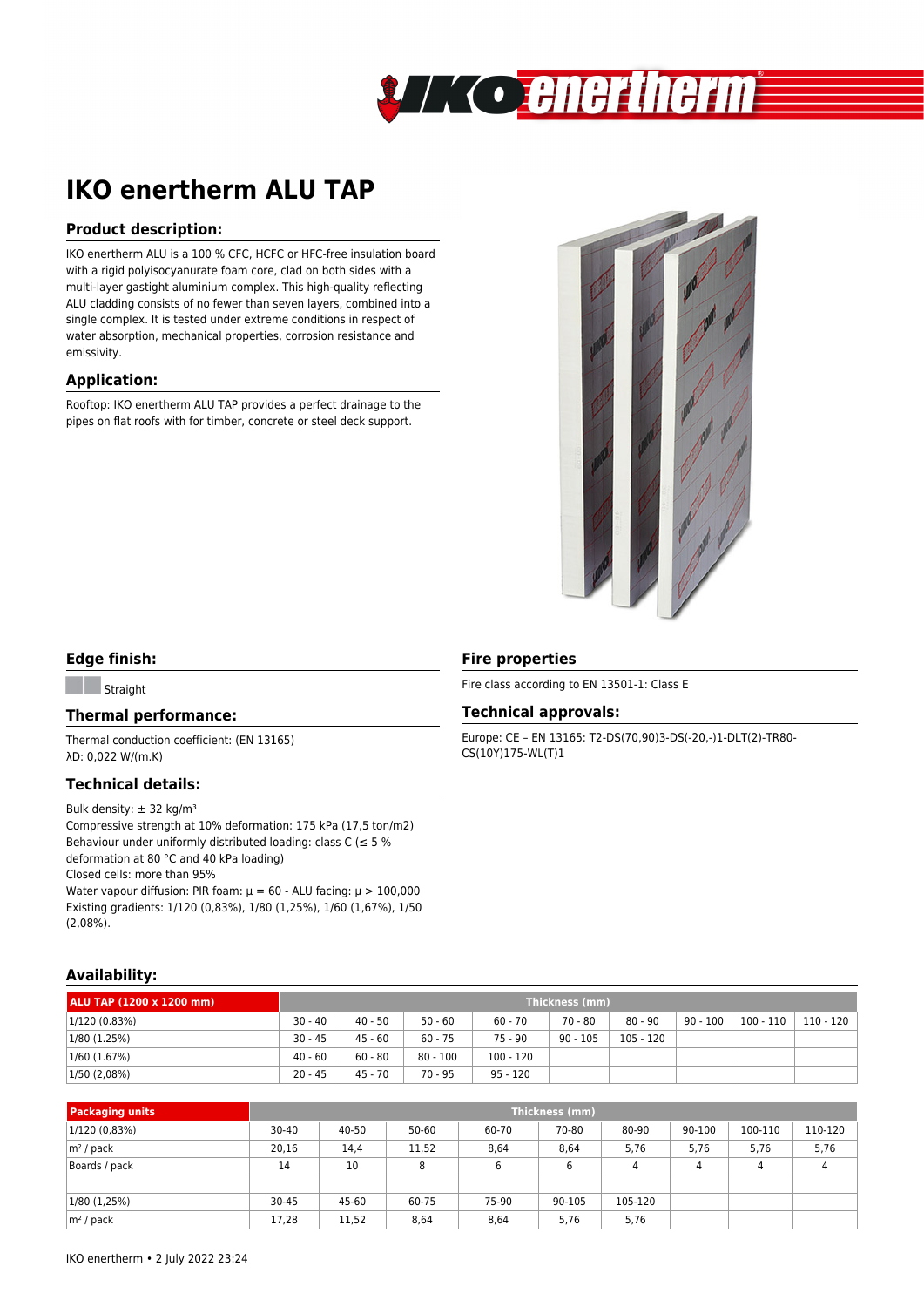# IKO enertherm ALU TAP

## Product description:

IKO enertherm ALU is a 100 % CFC, HCFC or HFC-free insulation board with a rigid polyisocyanurate foam core, clad on both sides with a multi-layer gastight aluminium complex. This high-quality reflecting ALU cladding consists of no fewer than seven layers, combined into a single complex. It is tested under extreme conditions in respect of water absorption, mechanical properties, corrosion resistance and emissivity.

## Application:

Rooftop: IKO enertherm ALU TAP provides a perfect drainage to the pipes on flat roofs with for timber, concrete or steel deck support.

## Edge finish:

Straight

## Thermal performance:

Thermal conduction coefficient: (EN 13165)
λD: 0,022 W/(m.K)

## Technical details:

Bulk density: ± 32 kg/m³
Compressive strength at 10% deformation: 175 kPa (17,5 ton/m2)
Behaviour under uniformly distributed loading: class C (≤ 5 % deformation at 80 °C and 40 kPa loading)
Closed cells: more than 95%
Water vapour diffusion: PIR foam: µ = 60 - ALU facing: µ > 100,000
Existing gradients: 1/120 (0,83%), 1/80 (1,25%), 1/60 (1,67%), 1/50 (2,08%).

## Fire properties

Fire class according to EN 13501-1: Class E

## Technical approvals:

Europe: CE – EN 13165: T2-DS(70,90)3-DS(-20,-)1-DLT(2)-TR80-CS(10Y)175-WL(T)1

## Availability:

| ALU TAP (1200 x 1200 mm) | Thickness (mm) | | | | | | | | |
|---|---|---|---|---|---|---|---|---|---|
| 1/120 (0.83%) | 30 - 40 | 40 - 50 | 50 - 60 | 60 - 70 | 70 - 80 | 80 - 90 | 90 - 100 | 100 - 110 | 110 - 120 |
| 1/80 (1.25%) | 30 - 45 | 45 - 60 | 60 - 75 | 75 - 90 | 90 - 105 | 105 - 120 | | | |
| 1/60 (1.67%) | 40 - 60 | 60 - 80 | 80 - 100 | 100 - 120 | | | | | |
| 1/50 (2,08%) | 20 - 45 | 45 - 70 | 70 - 95 | 95 - 120 | | | | | |

| Packaging units | Thickness (mm) | | | | | | | | |
|---|---|---|---|---|---|---|---|---|---|
| 1/120 (0,83%) | 30-40 | 40-50 | 50-60 | 60-70 | 70-80 | 80-90 | 90-100 | 100-110 | 110-120 |
| m² / pack | 20,16 | 14,4 | 11,52 | 8,64 | 8,64 | 5,76 | 5,76 | 5,76 | 5,76 |
| Boards / pack | 14 | 10 | 8 | 6 | 6 | 4 | 4 | 4 | 4 |
| | | | | | | | | | |
| 1/80 (1,25%) | 30-45 | 45-60 | 60-75 | 75-90 | 90-105 | 105-120 | | | |
| m² / pack | 17,28 | 11,52 | 8,64 | 8,64 | 5,76 | 5,76 | | | |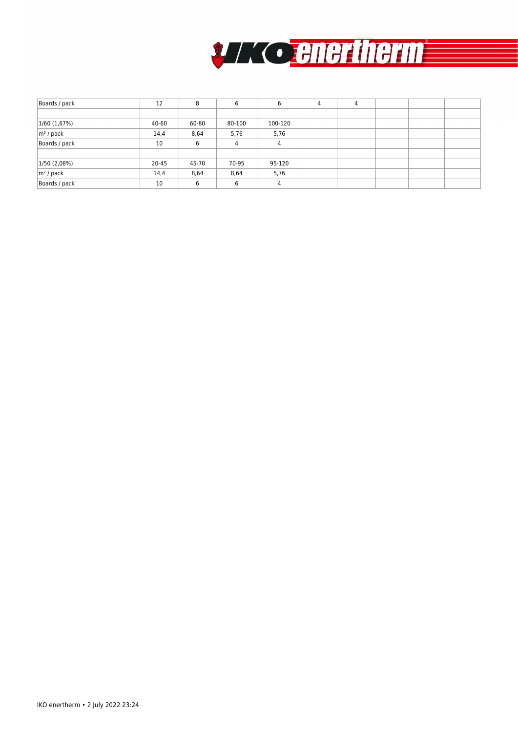| | | | | | | | | | |
|---|---|---|---|---|---|---|---|---|---|
| Boards / pack | 12 | 8 | 6 | 6 | 4 | 4 | | | |
| | | | | | | | | | |
| 1/60 (1,67%) | 40-60 | 60-80 | 80-100 | 100-120 | | | | | |
| m² / pack | 14,4 | 8,64 | 5,76 | 5,76 | | | | | |
| Boards / pack | 10 | 6 | 4 | 4 | | | | | |
| | | | | | | | | | |
| 1/50 (2,08%) | 20-45 | 45-70 | 70-95 | 95-120 | | | | | |
| m² / pack | 14,4 | 8,64 | 8,64 | 5,76 | | | | | |
| Boards / pack | 10 | 6 | 6 | 4 | | | | | |

IKO enertherm • 2 July 2022 23:24